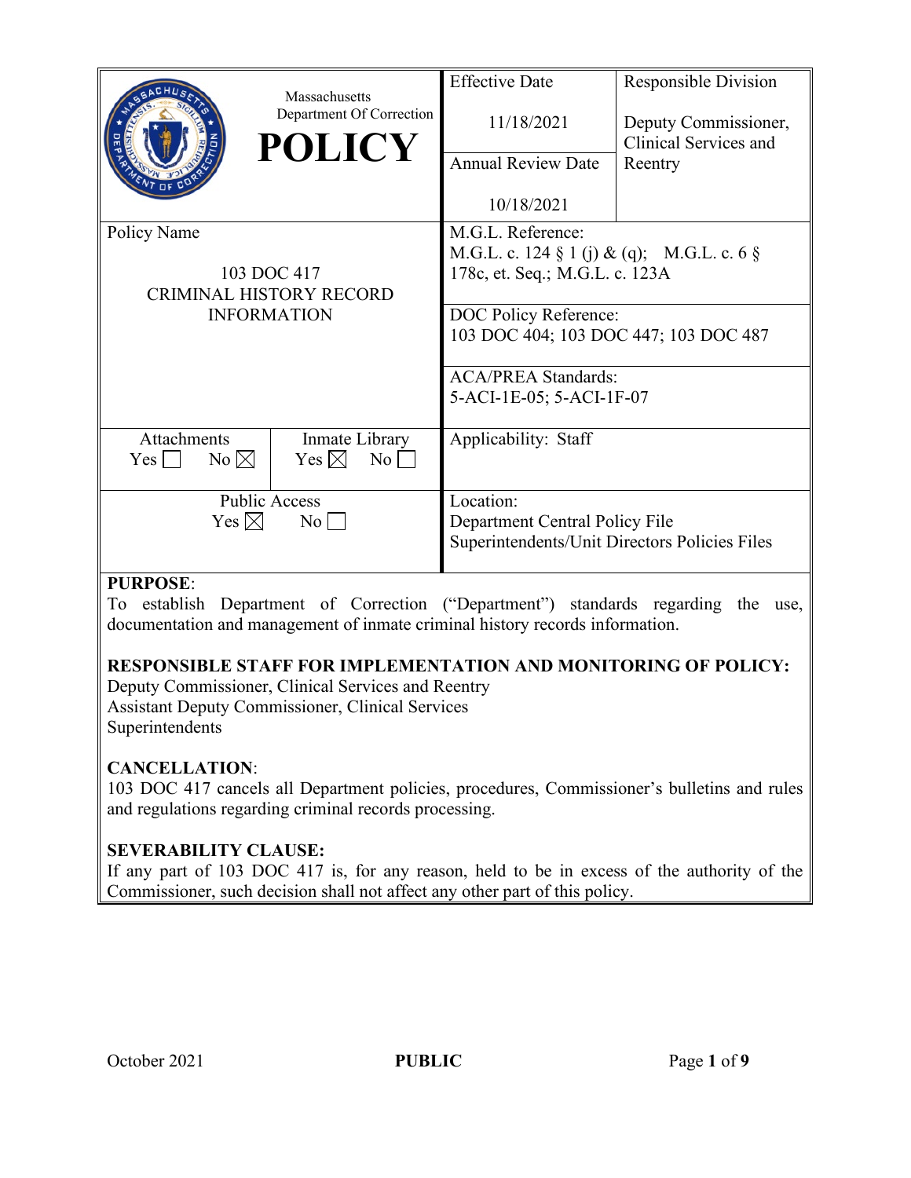| Massachusetts Department Of Correction **POLICY** | Effective Date 11/18/2021 | Responsible Division Deputy Commissioner, Clinical Services and Reentry |
|---|---|---|
| | Annual Review Date 10/18/2021 | |
| Policy Name 103 DOC 417 CRIMINAL HISTORY RECORD INFORMATION | M.G.L. Reference: M.G.L. c. 124 § 1 (j) & (q); M.G.L. c. 6 § 178c, et. Seq.; M.G.L. c. 123A | |
| | DOC Policy Reference: 103 DOC 404; 103 DOC 447; 103 DOC 487 | |
| | ACA/PREA Standards: 5-ACI-1E-05; 5-ACI-1F-07 | |
| Attachments Yes ☐ No ☒ / Inmate Library Yes ☒ No ☐ | Applicability: Staff | |
| Public Access Yes ☒ No ☐ | Location: Department Central Policy File Superintendents/Unit Directors Policies Files | |

**PURPOSE**:
To establish Department of Correction ("Department") standards regarding the use, documentation and management of inmate criminal history records information.

**RESPONSIBLE STAFF FOR IMPLEMENTATION AND MONITORING OF POLICY:**
Deputy Commissioner, Clinical Services and Reentry
Assistant Deputy Commissioner, Clinical Services
Superintendents

**CANCELLATION**:
103 DOC 417 cancels all Department policies, procedures, Commissioner's bulletins and rules and regulations regarding criminal records processing.

**SEVERABILITY CLAUSE:**
If any part of 103 DOC 417 is, for any reason, held to be in excess of the authority of the Commissioner, such decision shall not affect any other part of this policy.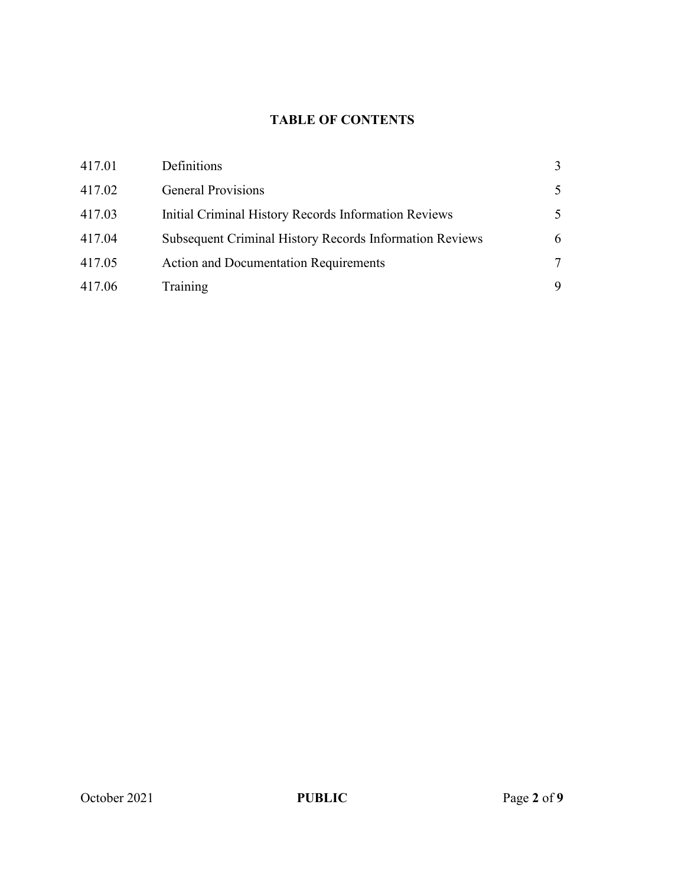**TABLE OF CONTENTS**

| | | |
|---|---|---|
| 417.01 | Definitions | 3 |
| 417.02 | General Provisions | 5 |
| 417.03 | Initial Criminal History Records Information Reviews | 5 |
| 417.04 | Subsequent Criminal History Records Information Reviews | 6 |
| 417.05 | Action and Documentation Requirements | 7 |
| 417.06 | Training | 9 |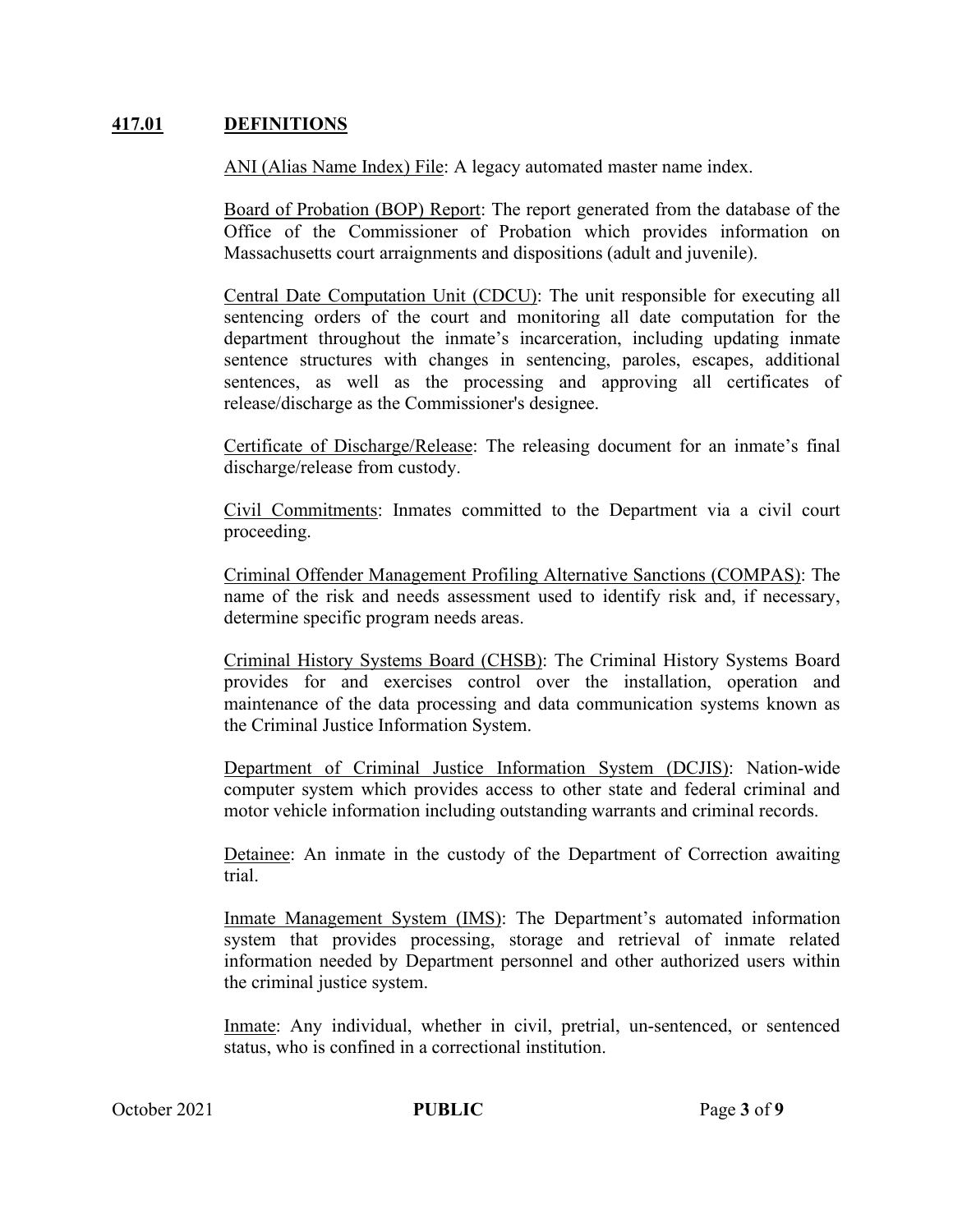## 417.01 DEFINITIONS

ANI (Alias Name Index) File: A legacy automated master name index.

Board of Probation (BOP) Report: The report generated from the database of the Office of the Commissioner of Probation which provides information on Massachusetts court arraignments and dispositions (adult and juvenile).

Central Date Computation Unit (CDCU): The unit responsible for executing all sentencing orders of the court and monitoring all date computation for the department throughout the inmate's incarceration, including updating inmate sentence structures with changes in sentencing, paroles, escapes, additional sentences, as well as the processing and approving all certificates of release/discharge as the Commissioner's designee.

Certificate of Discharge/Release: The releasing document for an inmate's final discharge/release from custody.

Civil Commitments: Inmates committed to the Department via a civil court proceeding.

Criminal Offender Management Profiling Alternative Sanctions (COMPAS): The name of the risk and needs assessment used to identify risk and, if necessary, determine specific program needs areas.

Criminal History Systems Board (CHSB): The Criminal History Systems Board provides for and exercises control over the installation, operation and maintenance of the data processing and data communication systems known as the Criminal Justice Information System.

Department of Criminal Justice Information System (DCJIS): Nation-wide computer system which provides access to other state and federal criminal and motor vehicle information including outstanding warrants and criminal records.

Detainee: An inmate in the custody of the Department of Correction awaiting trial.

Inmate Management System (IMS): The Department's automated information system that provides processing, storage and retrieval of inmate related information needed by Department personnel and other authorized users within the criminal justice system.

Inmate: Any individual, whether in civil, pretrial, un-sentenced, or sentenced status, who is confined in a correctional institution.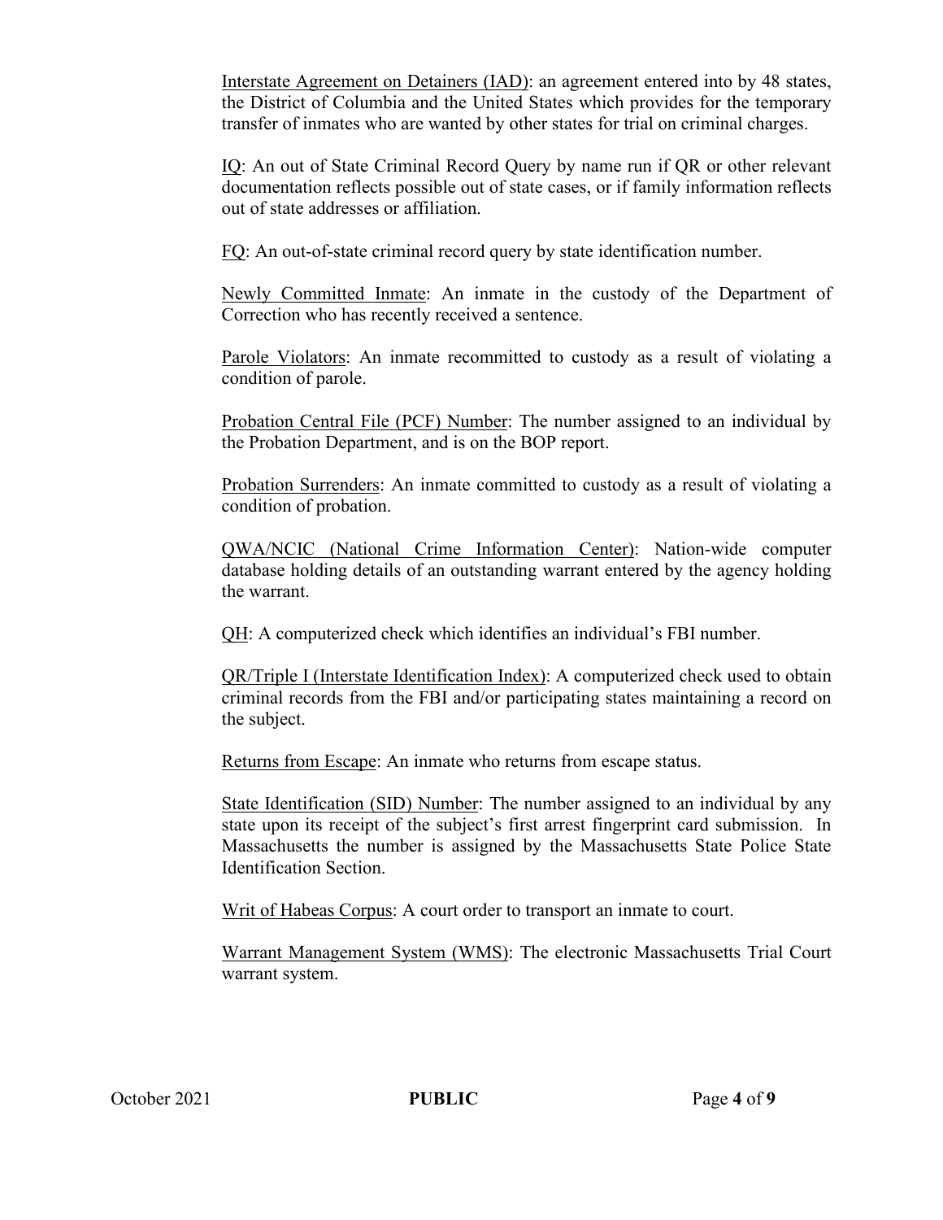Interstate Agreement on Detainers (IAD): an agreement entered into by 48 states, the District of Columbia and the United States which provides for the temporary transfer of inmates who are wanted by other states for trial on criminal charges.

IQ: An out of State Criminal Record Query by name run if QR or other relevant documentation reflects possible out of state cases, or if family information reflects out of state addresses or affiliation.

FQ: An out-of-state criminal record query by state identification number.

Newly Committed Inmate: An inmate in the custody of the Department of Correction who has recently received a sentence.

Parole Violators: An inmate recommitted to custody as a result of violating a condition of parole.

Probation Central File (PCF) Number: The number assigned to an individual by the Probation Department, and is on the BOP report.

Probation Surrenders: An inmate committed to custody as a result of violating a condition of probation.

QWA/NCIC (National Crime Information Center): Nation-wide computer database holding details of an outstanding warrant entered by the agency holding the warrant.

QH: A computerized check which identifies an individual's FBI number.

QR/Triple I (Interstate Identification Index): A computerized check used to obtain criminal records from the FBI and/or participating states maintaining a record on the subject.

Returns from Escape: An inmate who returns from escape status.

State Identification (SID) Number: The number assigned to an individual by any state upon its receipt of the subject's first arrest fingerprint card submission. In Massachusetts the number is assigned by the Massachusetts State Police State Identification Section.

Writ of Habeas Corpus: A court order to transport an inmate to court.

Warrant Management System (WMS): The electronic Massachusetts Trial Court warrant system.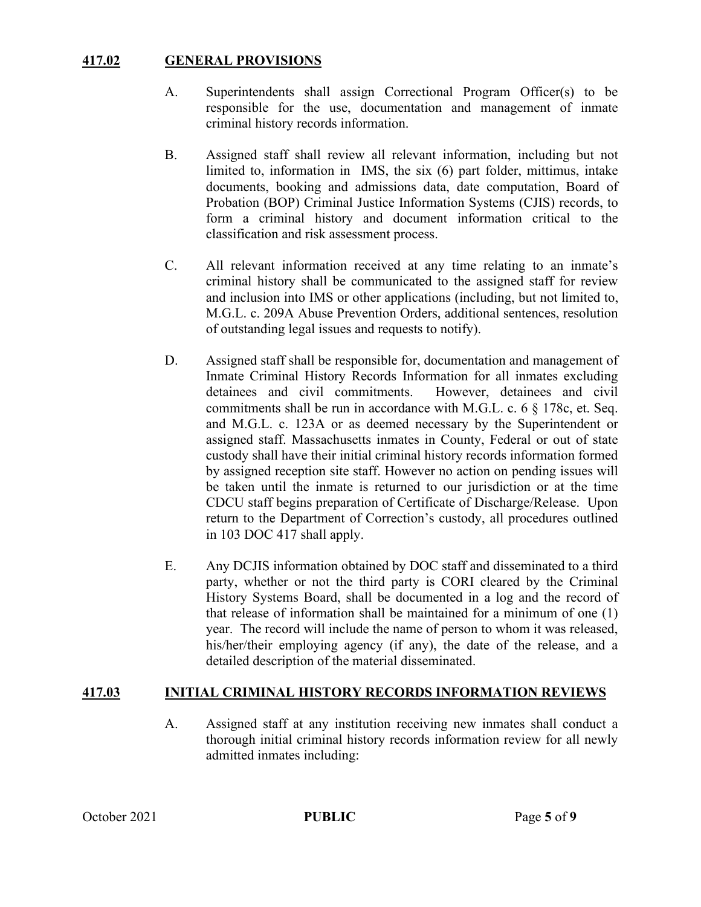**417.02 GENERAL PROVISIONS**

A. Superintendents shall assign Correctional Program Officer(s) to be responsible for the use, documentation and management of inmate criminal history records information.

B. Assigned staff shall review all relevant information, including but not limited to, information in IMS, the six (6) part folder, mittimus, intake documents, booking and admissions data, date computation, Board of Probation (BOP) Criminal Justice Information Systems (CJIS) records, to form a criminal history and document information critical to the classification and risk assessment process.

C. All relevant information received at any time relating to an inmate's criminal history shall be communicated to the assigned staff for review and inclusion into IMS or other applications (including, but not limited to, M.G.L. c. 209A Abuse Prevention Orders, additional sentences, resolution of outstanding legal issues and requests to notify).

D. Assigned staff shall be responsible for, documentation and management of Inmate Criminal History Records Information for all inmates excluding detainees and civil commitments. However, detainees and civil commitments shall be run in accordance with M.G.L. c. 6 § 178c, et. Seq. and M.G.L. c. 123A or as deemed necessary by the Superintendent or assigned staff. Massachusetts inmates in County, Federal or out of state custody shall have their initial criminal history records information formed by assigned reception site staff. However no action on pending issues will be taken until the inmate is returned to our jurisdiction or at the time CDCU staff begins preparation of Certificate of Discharge/Release. Upon return to the Department of Correction's custody, all procedures outlined in 103 DOC 417 shall apply.

E. Any DCJIS information obtained by DOC staff and disseminated to a third party, whether or not the third party is CORI cleared by the Criminal History Systems Board, shall be documented in a log and the record of that release of information shall be maintained for a minimum of one (1) year. The record will include the name of person to whom it was released, his/her/their employing agency (if any), the date of the release, and a detailed description of the material disseminated.

**417.03 INITIAL CRIMINAL HISTORY RECORDS INFORMATION REVIEWS**

A. Assigned staff at any institution receiving new inmates shall conduct a thorough initial criminal history records information review for all newly admitted inmates including: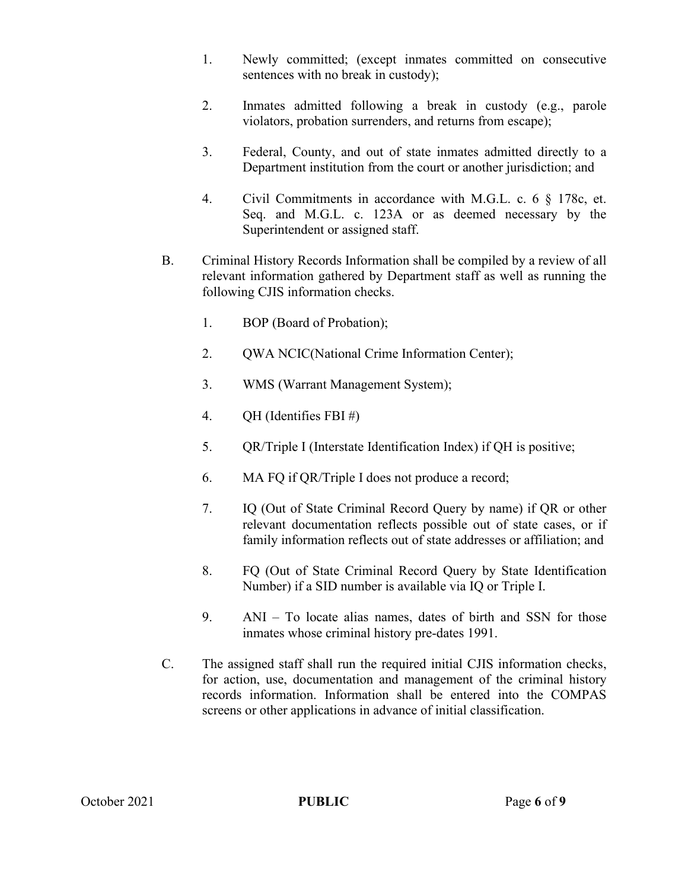1. Newly committed; (except inmates committed on consecutive sentences with no break in custody);

2. Inmates admitted following a break in custody (e.g., parole violators, probation surrenders, and returns from escape);

3. Federal, County, and out of state inmates admitted directly to a Department institution from the court or another jurisdiction; and

4. Civil Commitments in accordance with M.G.L. c. 6 § 178c, et. Seq. and M.G.L. c. 123A or as deemed necessary by the Superintendent or assigned staff.

B. Criminal History Records Information shall be compiled by a review of all relevant information gathered by Department staff as well as running the following CJIS information checks.

1. BOP (Board of Probation);

2. QWA NCIC(National Crime Information Center);

3. WMS (Warrant Management System);

4. QH (Identifies FBI #)

5. QR/Triple I (Interstate Identification Index) if QH is positive;

6. MA FQ if QR/Triple I does not produce a record;

7. IQ (Out of State Criminal Record Query by name) if QR or other relevant documentation reflects possible out of state cases, or if family information reflects out of state addresses or affiliation; and

8. FQ (Out of State Criminal Record Query by State Identification Number) if a SID number is available via IQ or Triple I.

9. ANI – To locate alias names, dates of birth and SSN for those inmates whose criminal history pre-dates 1991.

C. The assigned staff shall run the required initial CJIS information checks, for action, use, documentation and management of the criminal history records information. Information shall be entered into the COMPAS screens or other applications in advance of initial classification.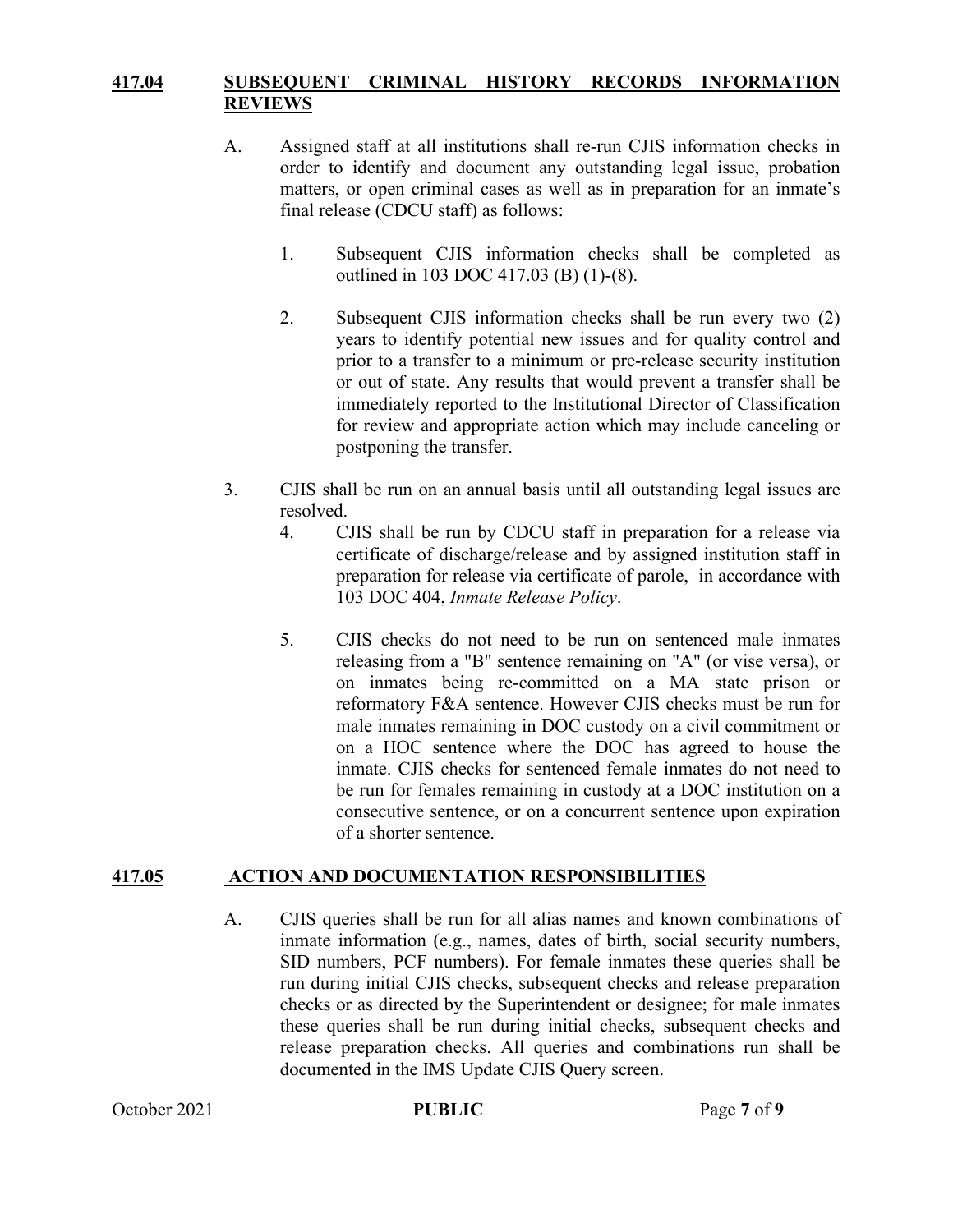## 417.04 SUBSEQUENT CRIMINAL HISTORY RECORDS INFORMATION REVIEWS

A. Assigned staff at all institutions shall re-run CJIS information checks in order to identify and document any outstanding legal issue, probation matters, or open criminal cases as well as in preparation for an inmate's final release (CDCU staff) as follows:

1. Subsequent CJIS information checks shall be completed as outlined in 103 DOC 417.03 (B) (1)-(8).

2. Subsequent CJIS information checks shall be run every two (2) years to identify potential new issues and for quality control and prior to a transfer to a minimum or pre-release security institution or out of state. Any results that would prevent a transfer shall be immediately reported to the Institutional Director of Classification for review and appropriate action which may include canceling or postponing the transfer.

3. CJIS shall be run on an annual basis until all outstanding legal issues are resolved.

4. CJIS shall be run by CDCU staff in preparation for a release via certificate of discharge/release and by assigned institution staff in preparation for release via certificate of parole, in accordance with 103 DOC 404, *Inmate Release Policy*.

5. CJIS checks do not need to be run on sentenced male inmates releasing from a "B" sentence remaining on "A" (or vise versa), or on inmates being re-committed on a MA state prison or reformatory F&A sentence. However CJIS checks must be run for male inmates remaining in DOC custody on a civil commitment or on a HOC sentence where the DOC has agreed to house the inmate. CJIS checks for sentenced female inmates do not need to be run for females remaining in custody at a DOC institution on a consecutive sentence, or on a concurrent sentence upon expiration of a shorter sentence.

## 417.05 ACTION AND DOCUMENTATION RESPONSIBILITIES

A. CJIS queries shall be run for all alias names and known combinations of inmate information (e.g., names, dates of birth, social security numbers, SID numbers, PCF numbers). For female inmates these queries shall be run during initial CJIS checks, subsequent checks and release preparation checks or as directed by the Superintendent or designee; for male inmates these queries shall be run during initial checks, subsequent checks and release preparation checks. All queries and combinations run shall be documented in the IMS Update CJIS Query screen.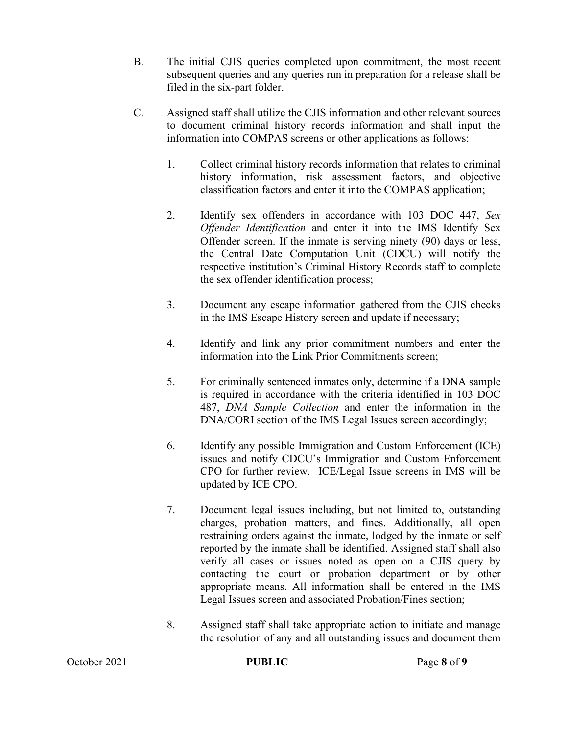B. The initial CJIS queries completed upon commitment, the most recent subsequent queries and any queries run in preparation for a release shall be filed in the six-part folder.

C. Assigned staff shall utilize the CJIS information and other relevant sources to document criminal history records information and shall input the information into COMPAS screens or other applications as follows:

1. Collect criminal history records information that relates to criminal history information, risk assessment factors, and objective classification factors and enter it into the COMPAS application;

2. Identify sex offenders in accordance with 103 DOC 447, *Sex Offender Identification* and enter it into the IMS Identify Sex Offender screen. If the inmate is serving ninety (90) days or less, the Central Date Computation Unit (CDCU) will notify the respective institution's Criminal History Records staff to complete the sex offender identification process;

3. Document any escape information gathered from the CJIS checks in the IMS Escape History screen and update if necessary;

4. Identify and link any prior commitment numbers and enter the information into the Link Prior Commitments screen;

5. For criminally sentenced inmates only, determine if a DNA sample is required in accordance with the criteria identified in 103 DOC 487, *DNA Sample Collection* and enter the information in the DNA/CORI section of the IMS Legal Issues screen accordingly;

6. Identify any possible Immigration and Custom Enforcement (ICE) issues and notify CDCU's Immigration and Custom Enforcement CPO for further review. ICE/Legal Issue screens in IMS will be updated by ICE CPO.

7. Document legal issues including, but not limited to, outstanding charges, probation matters, and fines. Additionally, all open restraining orders against the inmate, lodged by the inmate or self reported by the inmate shall be identified. Assigned staff shall also verify all cases or issues noted as open on a CJIS query by contacting the court or probation department or by other appropriate means. All information shall be entered in the IMS Legal Issues screen and associated Probation/Fines section;

8. Assigned staff shall take appropriate action to initiate and manage the resolution of any and all outstanding issues and document them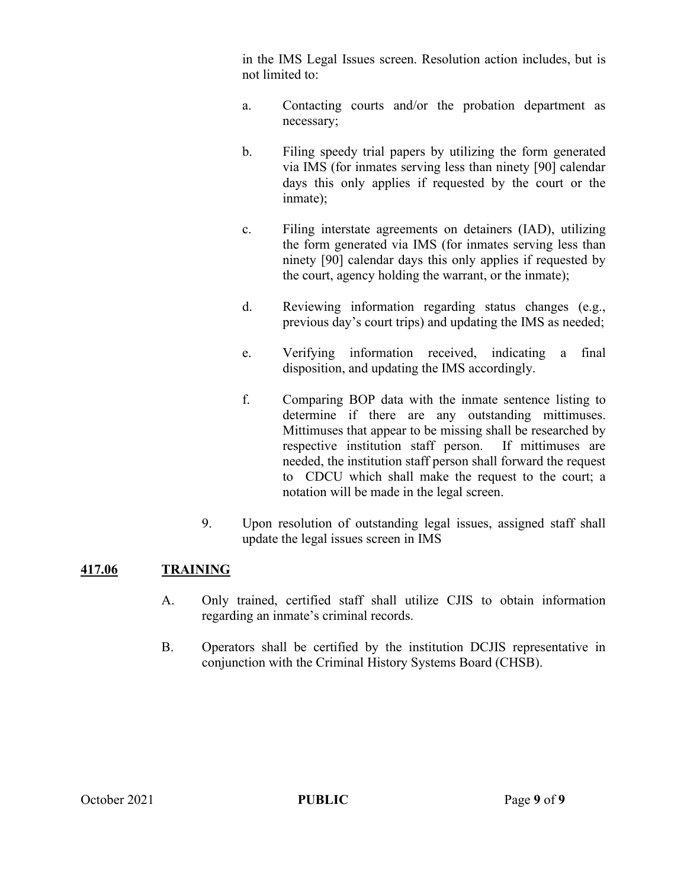in the IMS Legal Issues screen. Resolution action includes, but is not limited to:

a. Contacting courts and/or the probation department as necessary;

b. Filing speedy trial papers by utilizing the form generated via IMS (for inmates serving less than ninety [90] calendar days this only applies if requested by the court or the inmate);

c. Filing interstate agreements on detainers (IAD), utilizing the form generated via IMS (for inmates serving less than ninety [90] calendar days this only applies if requested by the court, agency holding the warrant, or the inmate);

d. Reviewing information regarding status changes (e.g., previous day's court trips) and updating the IMS as needed;

e. Verifying information received, indicating a final disposition, and updating the IMS accordingly.

f. Comparing BOP data with the inmate sentence listing to determine if there are any outstanding mittimuses. Mittimuses that appear to be missing shall be researched by respective institution staff person. If mittimuses are needed, the institution staff person shall forward the request to CDCU which shall make the request to the court; a notation will be made in the legal screen.

9. Upon resolution of outstanding legal issues, assigned staff shall update the legal issues screen in IMS

## 417.06 TRAINING

A. Only trained, certified staff shall utilize CJIS to obtain information regarding an inmate's criminal records.

B. Operators shall be certified by the institution DCJIS representative in conjunction with the Criminal History Systems Board (CHSB).